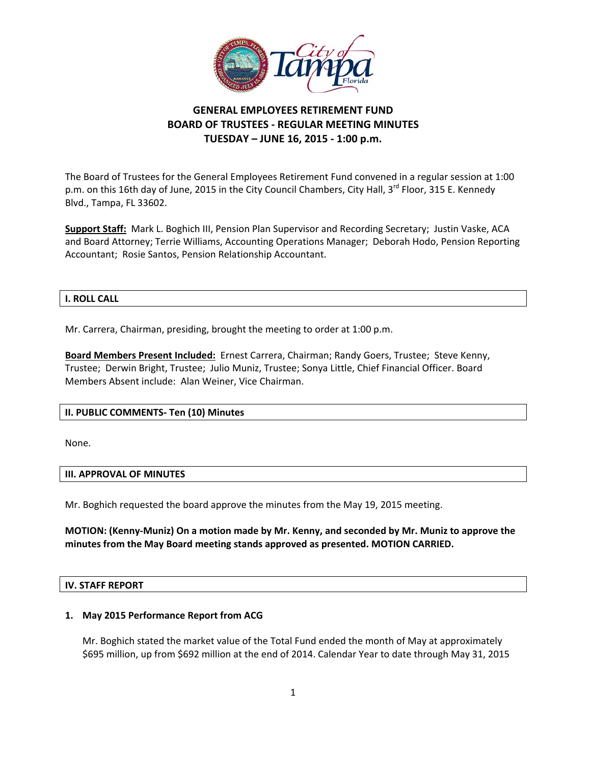# GENERAL EMPLOYEES RETIREMENT FUND
## BOARD OF TRUSTEES - REGULAR MEETING MINUTES
## TUESDAY – JUNE 16, 2015 - 1:00 p.m.

The Board of Trustees for the General Employees Retirement Fund convened in a regular session at 1:00 p.m. on this 16th day of June, 2015 in the City Council Chambers, City Hall, 3rd Floor, 315 E. Kennedy Blvd., Tampa, FL 33602.

**Support Staff:** Mark L. Boghich III, Pension Plan Supervisor and Recording Secretary; Justin Vaske, ACA and Board Attorney; Terrie Williams, Accounting Operations Manager; Deborah Hodo, Pension Reporting Accountant; Rosie Santos, Pension Relationship Accountant.

### I. ROLL CALL

Mr. Carrera, Chairman, presiding, brought the meeting to order at 1:00 p.m.

**Board Members Present Included:** Ernest Carrera, Chairman; Randy Goers, Trustee; Steve Kenny, Trustee; Derwin Bright, Trustee; Julio Muniz, Trustee; Sonya Little, Chief Financial Officer. Board Members Absent include: Alan Weiner, Vice Chairman.

### II. PUBLIC COMMENTS- Ten (10) Minutes

None.

### III. APPROVAL OF MINUTES

Mr. Boghich requested the board approve the minutes from the May 19, 2015 meeting.

**MOTION: (Kenny-Muniz) On a motion made by Mr. Kenny, and seconded by Mr. Muniz to approve the minutes from the May Board meeting stands approved as presented. MOTION CARRIED.**

### IV. STAFF REPORT

**1. May 2015 Performance Report from ACG**

Mr. Boghich stated the market value of the Total Fund ended the month of May at approximately $695 million, up from $692 million at the end of 2014. Calendar Year to date through May 31, 2015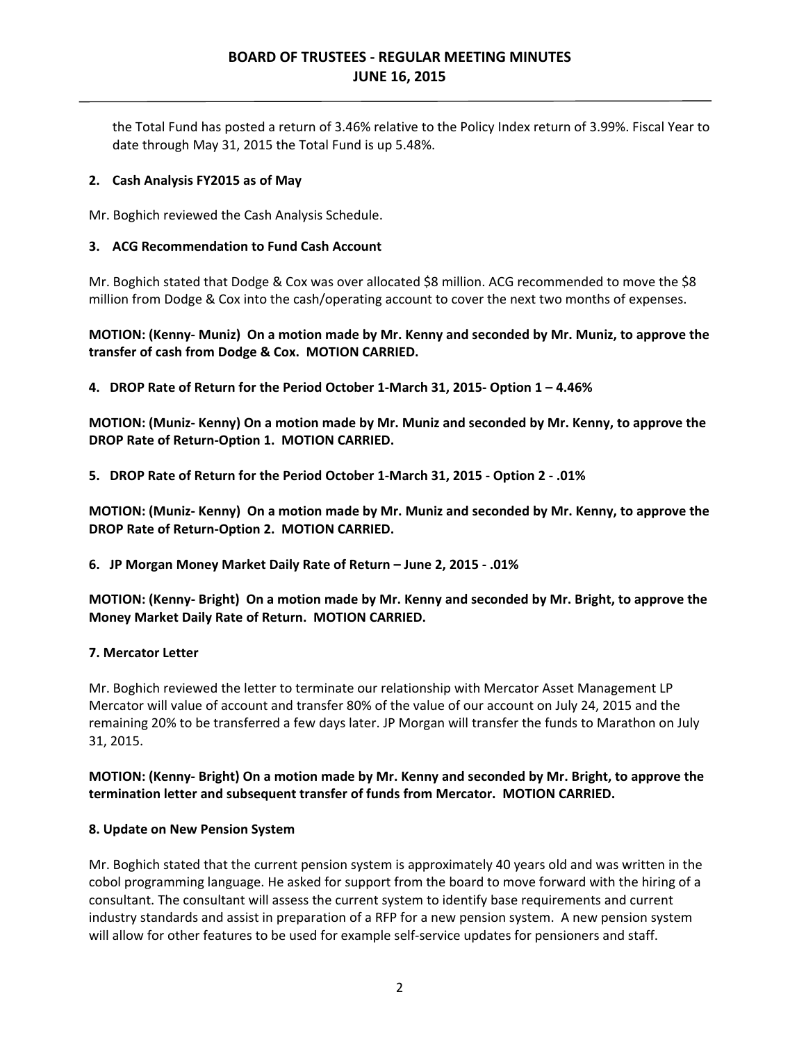the Total Fund has posted a return of 3.46% relative to the Policy Index return of 3.99%. Fiscal Year to date through May 31, 2015 the Total Fund is up 5.48%.

**2. Cash Analysis FY2015 as of May**

Mr. Boghich reviewed the Cash Analysis Schedule.

**3. ACG Recommendation to Fund Cash Account**

Mr. Boghich stated that Dodge & Cox was over allocated $8 million. ACG recommended to move the $8 million from Dodge & Cox into the cash/operating account to cover the next two months of expenses.

**MOTION: (Kenny- Muniz) On a motion made by Mr. Kenny and seconded by Mr. Muniz, to approve the transfer of cash from Dodge & Cox. MOTION CARRIED.**

**4. DROP Rate of Return for the Period October 1-March 31, 2015- Option 1 – 4.46%**

**MOTION: (Muniz- Kenny) On a motion made by Mr. Muniz and seconded by Mr. Kenny, to approve the DROP Rate of Return-Option 1. MOTION CARRIED.**

**5. DROP Rate of Return for the Period October 1-March 31, 2015 - Option 2 - .01%**

**MOTION: (Muniz- Kenny) On a motion made by Mr. Muniz and seconded by Mr. Kenny, to approve the DROP Rate of Return-Option 2. MOTION CARRIED.**

**6. JP Morgan Money Market Daily Rate of Return – June 2, 2015 - .01%**

**MOTION: (Kenny- Bright) On a motion made by Mr. Kenny and seconded by Mr. Bright, to approve the Money Market Daily Rate of Return. MOTION CARRIED.**

**7. Mercator Letter**

Mr. Boghich reviewed the letter to terminate our relationship with Mercator Asset Management LP Mercator will value of account and transfer 80% of the value of our account on July 24, 2015 and the remaining 20% to be transferred a few days later. JP Morgan will transfer the funds to Marathon on July 31, 2015.

**MOTION: (Kenny- Bright) On a motion made by Mr. Kenny and seconded by Mr. Bright, to approve the termination letter and subsequent transfer of funds from Mercator. MOTION CARRIED.**

**8. Update on New Pension System**

Mr. Boghich stated that the current pension system is approximately 40 years old and was written in the cobol programming language. He asked for support from the board to move forward with the hiring of a consultant. The consultant will assess the current system to identify base requirements and current industry standards and assist in preparation of a RFP for a new pension system. A new pension system will allow for other features to be used for example self-service updates for pensioners and staff.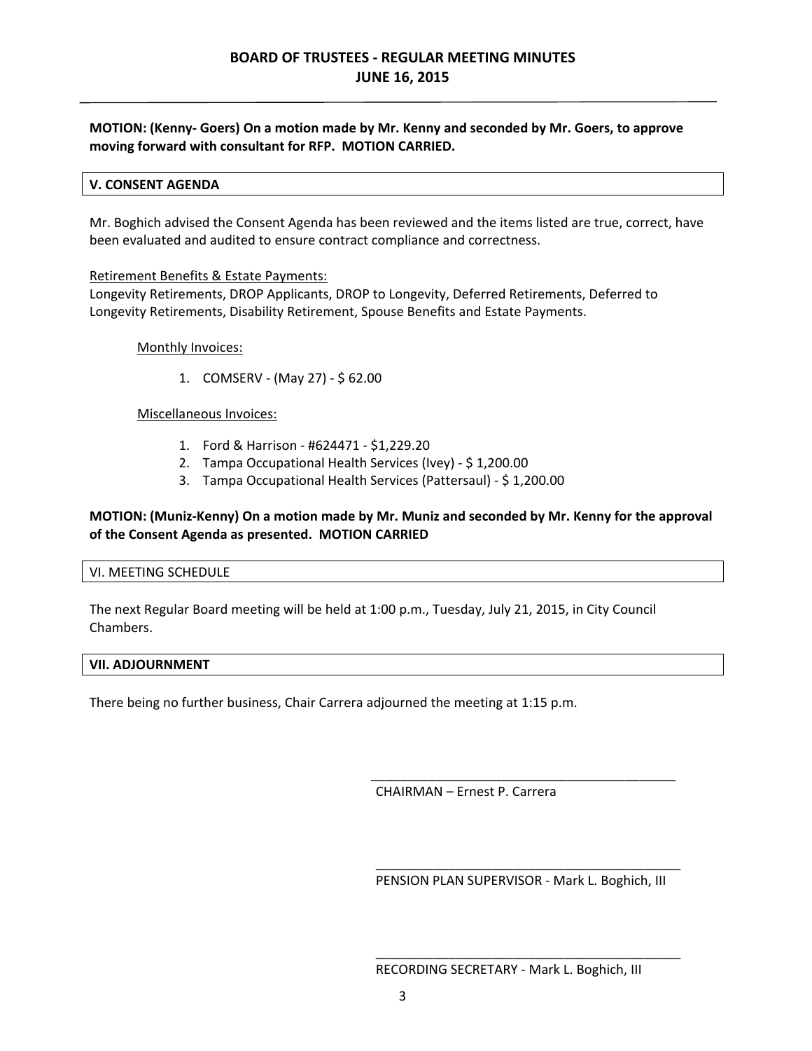**MOTION: (Kenny- Goers) On a motion made by Mr. Kenny and seconded by Mr. Goers, to approve moving forward with consultant for RFP. MOTION CARRIED.**

## V. CONSENT AGENDA

Mr. Boghich advised the Consent Agenda has been reviewed and the items listed are true, correct, have been evaluated and audited to ensure contract compliance and correctness.

Retirement Benefits & Estate Payments:
Longevity Retirements, DROP Applicants, DROP to Longevity, Deferred Retirements, Deferred to Longevity Retirements, Disability Retirement, Spouse Benefits and Estate Payments.

Monthly Invoices:

1. COMSERV - (May 27) - $ 62.00

Miscellaneous Invoices:

1. Ford & Harrison - #624471 - $1,229.20
2. Tampa Occupational Health Services (Ivey) - $ 1,200.00
3. Tampa Occupational Health Services (Pattersaul) - $ 1,200.00

**MOTION: (Muniz-Kenny) On a motion made by Mr. Muniz and seconded by Mr. Kenny for the approval of the Consent Agenda as presented. MOTION CARRIED**

## VI. MEETING SCHEDULE

The next Regular Board meeting will be held at 1:00 p.m., Tuesday, July 21, 2015, in City Council Chambers.

## VII. ADJOURNMENT

There being no further business, Chair Carrera adjourned the meeting at 1:15 p.m.

\_\_\_\_\_\_\_\_\_\_\_\_\_\_\_\_\_\_\_\_\_\_\_\_\_\_\_\_\_\_\_\_\_\_\_\_\_\_\_\_\_\_
CHAIRMAN – Ernest P. Carrera

\_\_\_\_\_\_\_\_\_\_\_\_\_\_\_\_\_\_\_\_\_\_\_\_\_\_\_\_\_\_\_\_\_\_\_\_\_\_\_\_\_\_
PENSION PLAN SUPERVISOR - Mark L. Boghich, III

\_\_\_\_\_\_\_\_\_\_\_\_\_\_\_\_\_\_\_\_\_\_\_\_\_\_\_\_\_\_\_\_\_\_\_\_\_\_\_\_\_\_
RECORDING SECRETARY - Mark L. Boghich, III